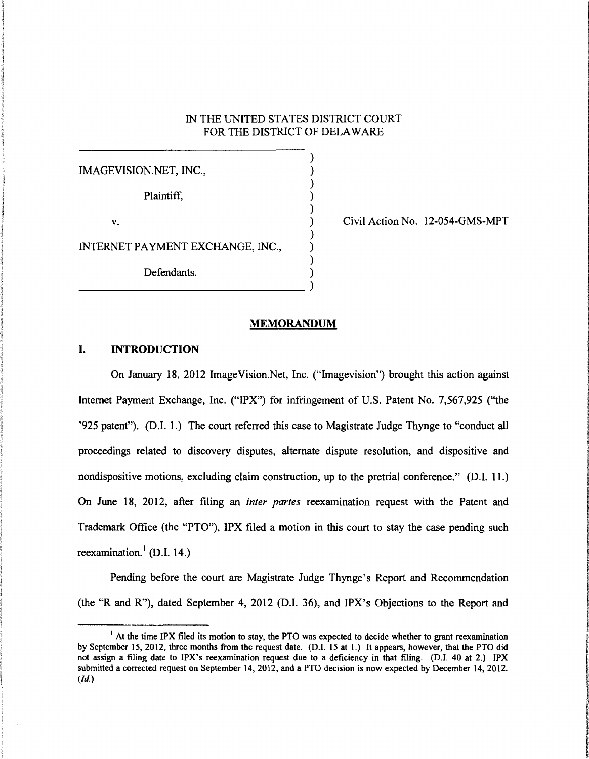IN THE UNITED STATES DISTRICT COURT
FOR THE DISTRICT OF DELAWARE

| | | |
|---|---|---|
| IMAGEVISION.NET, INC., | ) | |
| Plaintiff, | ) | |
| v. | ) | Civil Action No. 12-054-GMS-MPT |
| INTERNET PAYMENT EXCHANGE, INC., | ) | |
| Defendants. | ) | |

## MEMORANDUM

### I. INTRODUCTION

On January 18, 2012 ImageVision.Net, Inc. ("Imagevision") brought this action against Internet Payment Exchange, Inc. ("IPX") for infringement of U.S. Patent No. 7,567,925 ("the '925 patent"). (D.I. 1.) The court referred this case to Magistrate Judge Thynge to "conduct all proceedings related to discovery disputes, alternate dispute resolution, and dispositive and nondispositive motions, excluding claim construction, up to the pretrial conference." (D.I. 11.) On June 18, 2012, after filing an *inter partes* reexamination request with the Patent and Trademark Office (the "PTO"), IPX filed a motion in this court to stay the case pending such reexamination.[1] (D.I. 14.)

Pending before the court are Magistrate Judge Thynge's Report and Recommendation (the "R and R"), dated September 4, 2012 (D.I. 36), and IPX's Objections to the Report and

[1] At the time IPX filed its motion to stay, the PTO was expected to decide whether to grant reexamination by September 15, 2012, three months from the request date. (D.I. 15 at 1.) It appears, however, that the PTO did not assign a filing date to IPX's reexamination request due to a deficiency in that filing. (D.I. 40 at 2.) IPX submitted a corrected request on September 14, 2012, and a PTO decision is now expected by December 14, 2012. (*Id.*)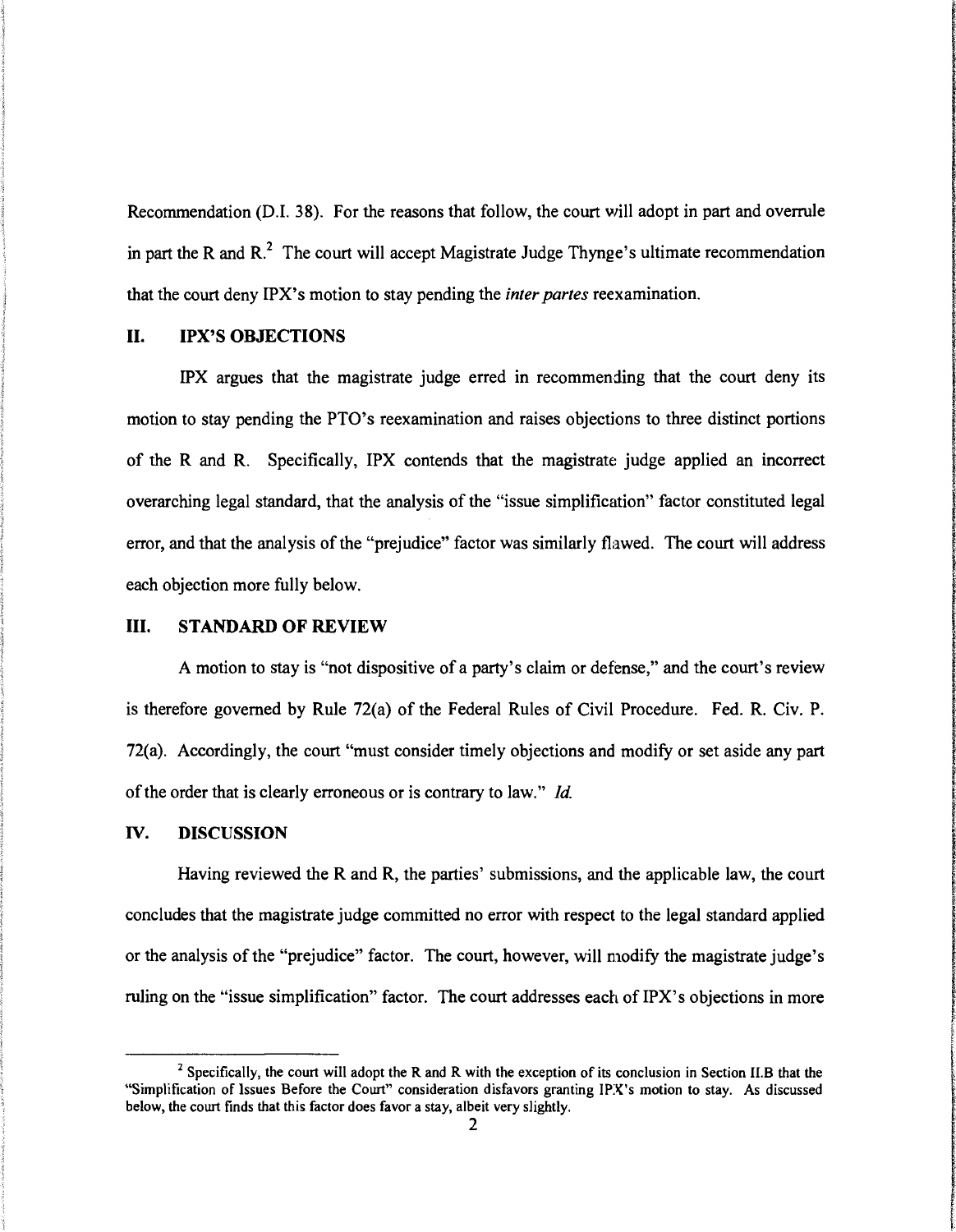Recommendation (D.I. 38). For the reasons that follow, the court will adopt in part and overrule in part the R and R.[2] The court will accept Magistrate Judge Thynge's ultimate recommendation that the court deny IPX's motion to stay pending the *inter partes* reexamination.

## II. IPX'S OBJECTIONS

IPX argues that the magistrate judge erred in recommending that the court deny its motion to stay pending the PTO's reexamination and raises objections to three distinct portions of the R and R. Specifically, IPX contends that the magistrate judge applied an incorrect overarching legal standard, that the analysis of the "issue simplification" factor constituted legal error, and that the analysis of the "prejudice" factor was similarly flawed. The court will address each objection more fully below.

## III. STANDARD OF REVIEW

A motion to stay is "not dispositive of a party's claim or defense," and the court's review is therefore governed by Rule 72(a) of the Federal Rules of Civil Procedure. Fed. R. Civ. P. 72(a). Accordingly, the court "must consider timely objections and modify or set aside any part of the order that is clearly erroneous or is contrary to law." *Id.*

## IV. DISCUSSION

Having reviewed the R and R, the parties' submissions, and the applicable law, the court concludes that the magistrate judge committed no error with respect to the legal standard applied or the analysis of the "prejudice" factor. The court, however, will modify the magistrate judge's ruling on the "issue simplification" factor. The court addresses each of IPX's objections in more

---

[2] Specifically, the court will adopt the R and R with the exception of its conclusion in Section II.B that the "Simplification of Issues Before the Court" consideration disfavors granting IPX's motion to stay. As discussed below, the court finds that this factor does favor a stay, albeit very slightly.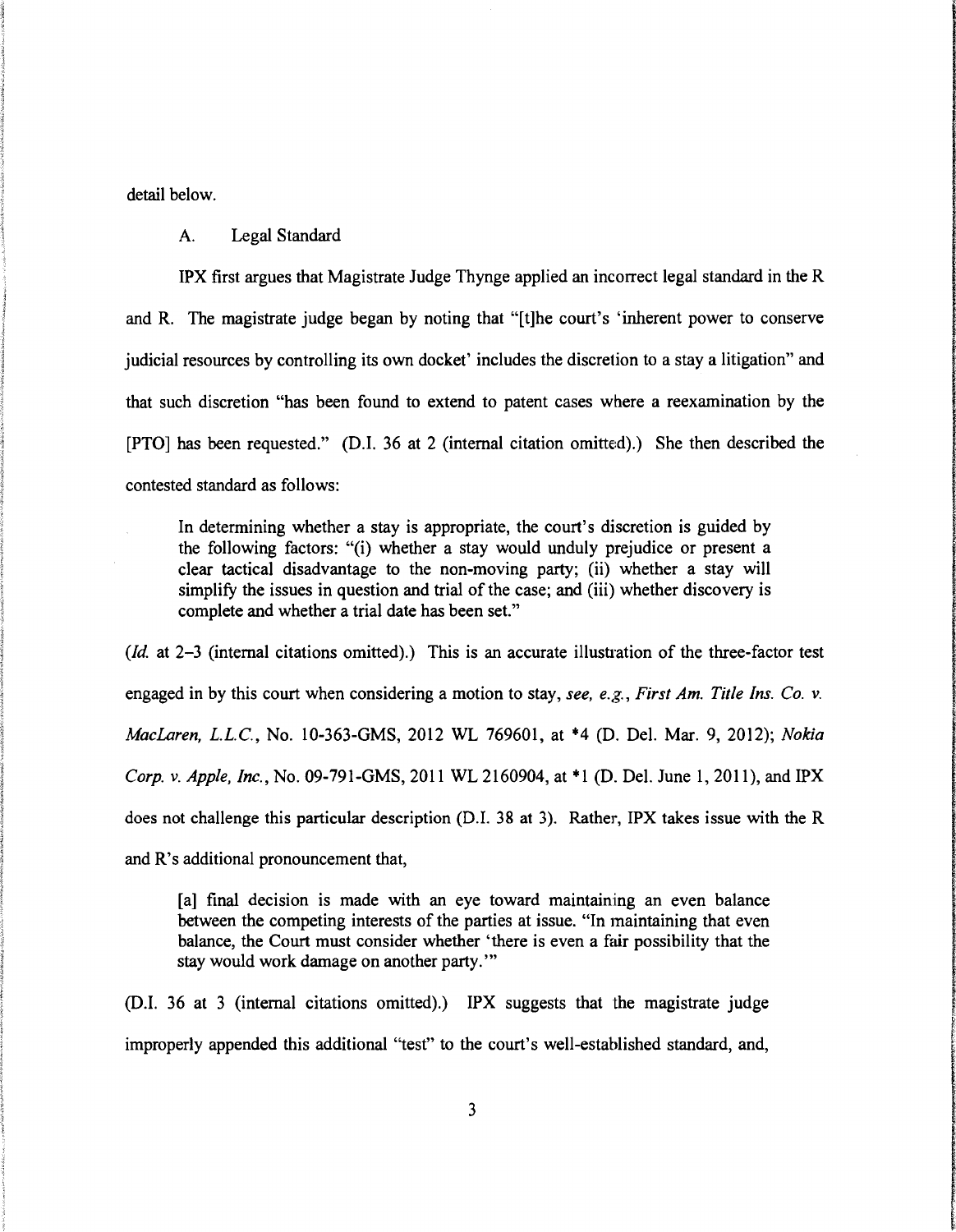detail below.

### A. Legal Standard

IPX first argues that Magistrate Judge Thynge applied an incorrect legal standard in the R and R. The magistrate judge began by noting that "[t]he court's 'inherent power to conserve judicial resources by controlling its own docket' includes the discretion to a stay a litigation" and that such discretion "has been found to extend to patent cases where a reexamination by the [PTO] has been requested." (D.I. 36 at 2 (internal citation omitted).) She then described the contested standard as follows:

> In determining whether a stay is appropriate, the court's discretion is guided by the following factors: "(i) whether a stay would unduly prejudice or present a clear tactical disadvantage to the non-moving party; (ii) whether a stay will simplify the issues in question and trial of the case; and (iii) whether discovery is complete and whether a trial date has been set."

(*Id.* at 2–3 (internal citations omitted).) This is an accurate illustration of the three-factor test engaged in by this court when considering a motion to stay, *see, e.g.*, *First Am. Title Ins. Co. v. MacLaren, L.L.C.*, No. 10-363-GMS, 2012 WL 769601, at *4 (D. Del. Mar. 9, 2012); *Nokia Corp. v. Apple, Inc.*, No. 09-791-GMS, 2011 WL 2160904, at *1 (D. Del. June 1, 2011), and IPX does not challenge this particular description (D.I. 38 at 3). Rather, IPX takes issue with the R and R's additional pronouncement that,

> [a] final decision is made with an eye toward maintaining an even balance between the competing interests of the parties at issue. "In maintaining that even balance, the Court must consider whether 'there is even a fair possibility that the stay would work damage on another party.'"

(D.I. 36 at 3 (internal citations omitted).) IPX suggests that the magistrate judge improperly appended this additional "test" to the court's well-established standard, and,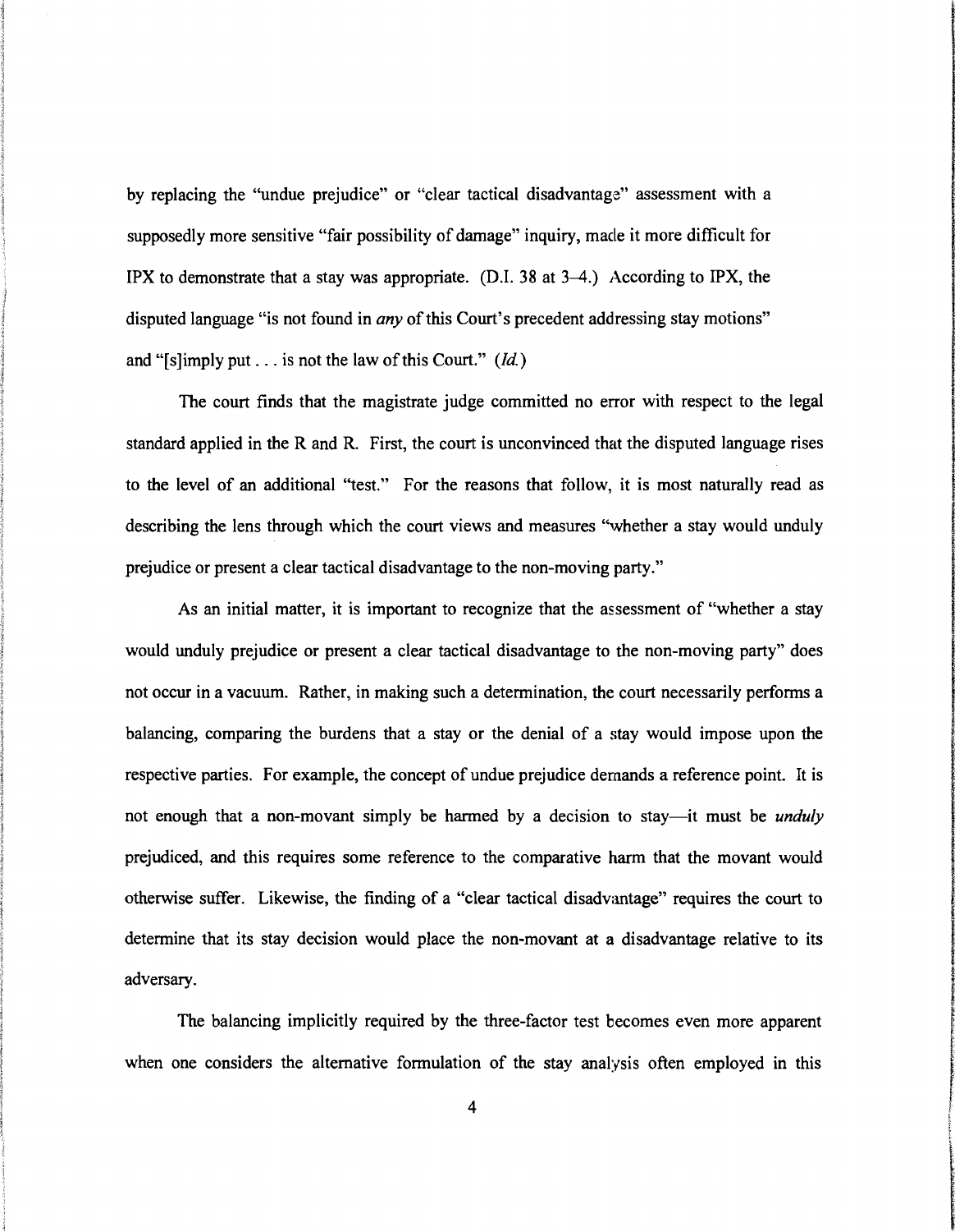by replacing the "undue prejudice" or "clear tactical disadvantage" assessment with a supposedly more sensitive "fair possibility of damage" inquiry, made it more difficult for IPX to demonstrate that a stay was appropriate. (D.I. 38 at 3–4.) According to IPX, the disputed language "is not found in *any* of this Court's precedent addressing stay motions" and "[s]imply put . . . is not the law of this Court." (*Id.*)

The court finds that the magistrate judge committed no error with respect to the legal standard applied in the R and R. First, the court is unconvinced that the disputed language rises to the level of an additional "test." For the reasons that follow, it is most naturally read as describing the lens through which the court views and measures "whether a stay would unduly prejudice or present a clear tactical disadvantage to the non-moving party."

As an initial matter, it is important to recognize that the assessment of "whether a stay would unduly prejudice or present a clear tactical disadvantage to the non-moving party" does not occur in a vacuum. Rather, in making such a determination, the court necessarily performs a balancing, comparing the burdens that a stay or the denial of a stay would impose upon the respective parties. For example, the concept of undue prejudice demands a reference point. It is not enough that a non-movant simply be harmed by a decision to stay—it must be *unduly* prejudiced, and this requires some reference to the comparative harm that the movant would otherwise suffer. Likewise, the finding of a "clear tactical disadvantage" requires the court to determine that its stay decision would place the non-movant at a disadvantage relative to its adversary.

The balancing implicitly required by the three-factor test becomes even more apparent when one considers the alternative formulation of the stay analysis often employed in this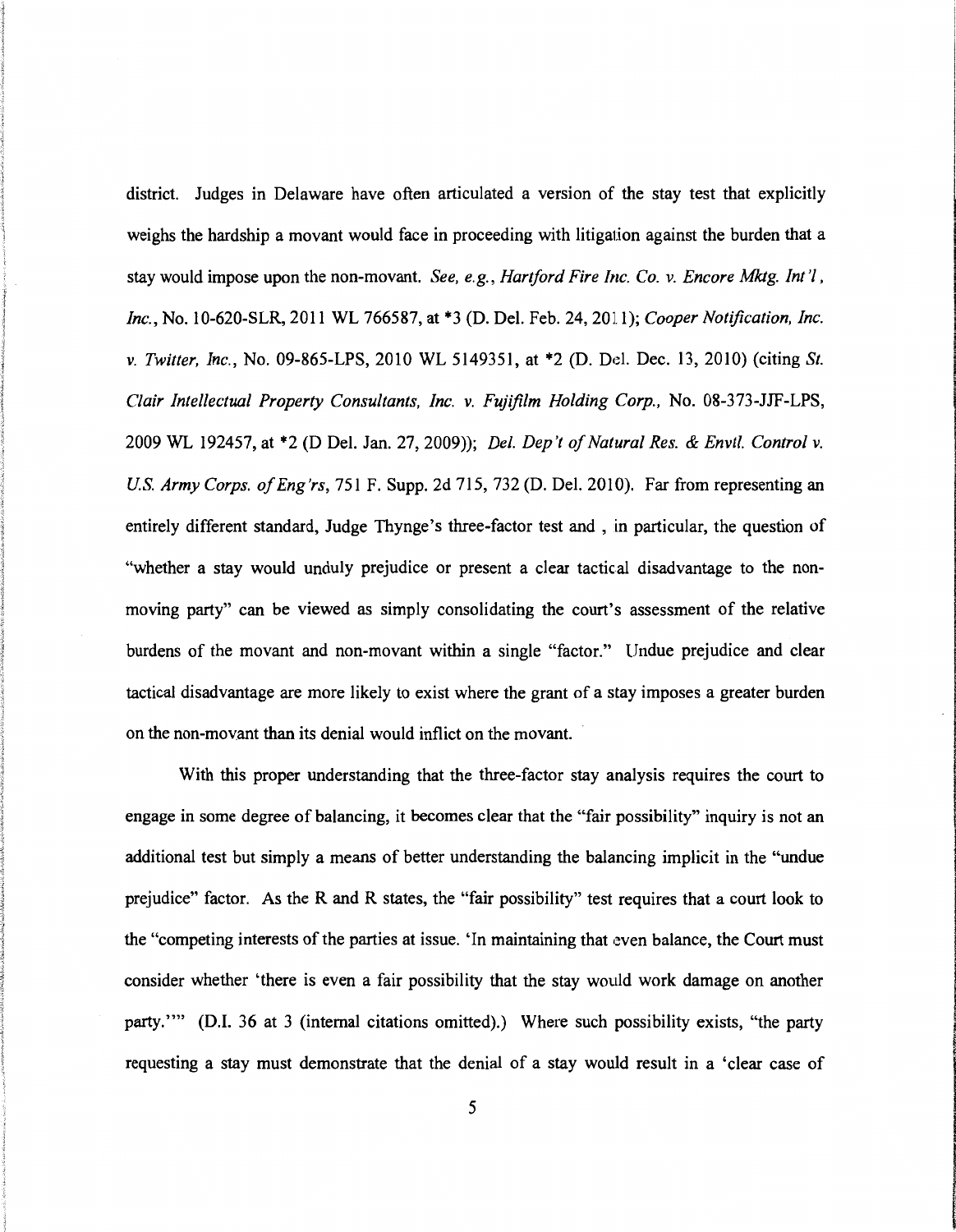district. Judges in Delaware have often articulated a version of the stay test that explicitly weighs the hardship a movant would face in proceeding with litigation against the burden that a stay would impose upon the non-movant. *See, e.g.*, *Hartford Fire Inc. Co. v. Encore Mktg. Int'l, Inc.*, No. 10-620-SLR, 2011 WL 766587, at *3 (D. Del. Feb. 24, 2011); *Cooper Notification, Inc. v. Twitter, Inc.*, No. 09-865-LPS, 2010 WL 5149351, at *2 (D. Del. Dec. 13, 2010) (citing *St. Clair Intellectual Property Consultants, Inc. v. Fujifilm Holding Corp.*, No. 08-373-JJF-LPS, 2009 WL 192457, at *2 (D Del. Jan. 27, 2009)); *Del. Dep't of Natural Res. & Envtl. Control v. U.S. Army Corps. of Eng'rs*, 751 F. Supp. 2d 715, 732 (D. Del. 2010). Far from representing an entirely different standard, Judge Thynge's three-factor test and , in particular, the question of "whether a stay would unduly prejudice or present a clear tactical disadvantage to the non-moving party" can be viewed as simply consolidating the court's assessment of the relative burdens of the movant and non-movant within a single "factor." Undue prejudice and clear tactical disadvantage are more likely to exist where the grant of a stay imposes a greater burden on the non-movant than its denial would inflict on the movant.

With this proper understanding that the three-factor stay analysis requires the court to engage in some degree of balancing, it becomes clear that the "fair possibility" inquiry is not an additional test but simply a means of better understanding the balancing implicit in the "undue prejudice" factor. As the R and R states, the "fair possibility" test requires that a court look to the "competing interests of the parties at issue. 'In maintaining that even balance, the Court must consider whether 'there is even a fair possibility that the stay would work damage on another party.''" (D.I. 36 at 3 (internal citations omitted).) Where such possibility exists, "the party requesting a stay must demonstrate that the denial of a stay would result in a 'clear case of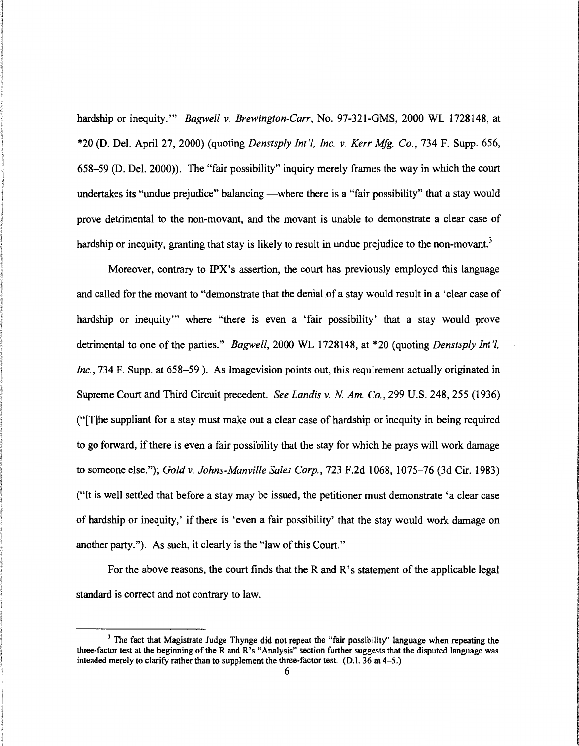hardship or inequity.'" *Bagwell v. Brewington-Carr*, No. 97-321-GMS, 2000 WL 1728148, at *20 (D. Del. April 27, 2000) (quoting *Denstsply Int'l, Inc. v. Kerr Mfg. Co.*, 734 F. Supp. 656, 658–59 (D. Del. 2000)). The "fair possibility" inquiry merely frames the way in which the court undertakes its "undue prejudice" balancing —where there is a "fair possibility" that a stay would prove detrimental to the non-movant, and the movant is unable to demonstrate a clear case of hardship or inequity, granting that stay is likely to result in undue prejudice to the non-movant.[3]

Moreover, contrary to IPX's assertion, the court has previously employed this language and called for the movant to "demonstrate that the denial of a stay would result in a 'clear case of hardship or inequity'" where "there is even a 'fair possibility' that a stay would prove detrimental to one of the parties." *Bagwell*, 2000 WL 1728148, at *20 (quoting *Denstsply Int'l, Inc.*, 734 F. Supp. at 658–59 ). As Imagevision points out, this requirement actually originated in Supreme Court and Third Circuit precedent. *See Landis v. N. Am. Co.*, 299 U.S. 248, 255 (1936) ("[T]he suppliant for a stay must make out a clear case of hardship or inequity in being required to go forward, if there is even a fair possibility that the stay for which he prays will work damage to someone else."); *Gold v. Johns-Manville Sales Corp.*, 723 F.2d 1068, 1075–76 (3d Cir. 1983) ("It is well settled that before a stay may be issued, the petitioner must demonstrate 'a clear case of hardship or inequity,' if there is 'even a fair possibility' that the stay would work damage on another party."). As such, it clearly is the "law of this Court."

For the above reasons, the court finds that the R and R's statement of the applicable legal standard is correct and not contrary to law.

---

[3] The fact that Magistrate Judge Thynge did not repeat the "fair possibility" language when repeating the three-factor test at the beginning of the R and R's "Analysis" section further suggests that the disputed language was intended merely to clarify rather than to supplement the three-factor test. (D.I. 36 at 4–5.)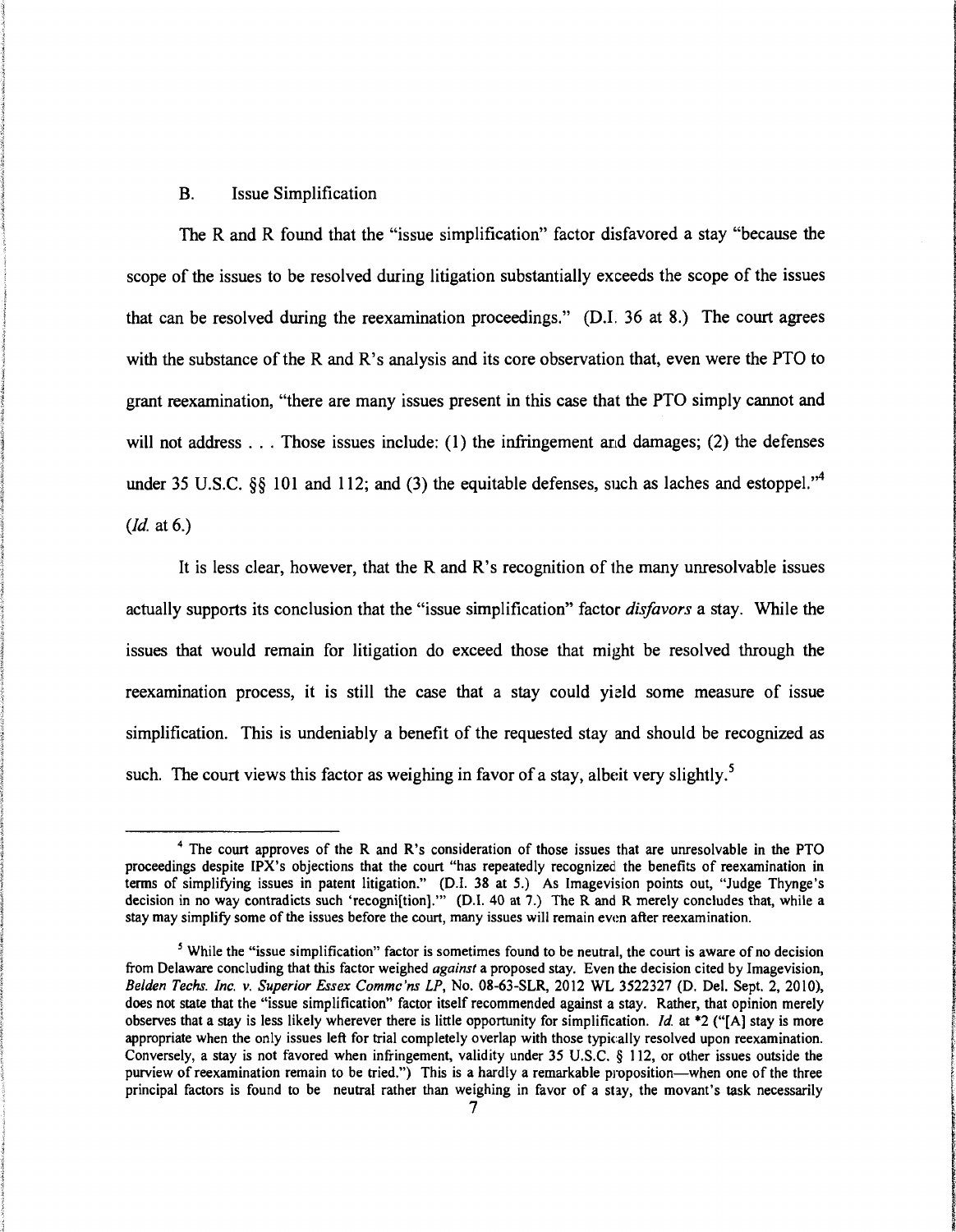## B. Issue Simplification

The R and R found that the "issue simplification" factor disfavored a stay "because the scope of the issues to be resolved during litigation substantially exceeds the scope of the issues that can be resolved during the reexamination proceedings." (D.I. 36 at 8.) The court agrees with the substance of the R and R's analysis and its core observation that, even were the PTO to grant reexamination, "there are many issues present in this case that the PTO simply cannot and will not address . . . Those issues include: (1) the infringement and damages; (2) the defenses under 35 U.S.C. §§ 101 and 112; and (3) the equitable defenses, such as laches and estoppel."[4] (*Id.* at 6.)

It is less clear, however, that the R and R's recognition of the many unresolvable issues actually supports its conclusion that the "issue simplification" factor *disfavors* a stay. While the issues that would remain for litigation do exceed those that might be resolved through the reexamination process, it is still the case that a stay could yield some measure of issue simplification. This is undeniably a benefit of the requested stay and should be recognized as such. The court views this factor as weighing in favor of a stay, albeit very slightly.[5]

---

[4] The court approves of the R and R's consideration of those issues that are unresolvable in the PTO proceedings despite IPX's objections that the court "has repeatedly recognized the benefits of reexamination in terms of simplifying issues in patent litigation." (D.I. 38 at 5.) As Imagevision points out, "Judge Thynge's decision in no way contradicts such 'recogni[tion].'" (D.I. 40 at 7.) The R and R merely concludes that, while a stay may simplify some of the issues before the court, many issues will remain even after reexamination.

[5] While the "issue simplification" factor is sometimes found to be neutral, the court is aware of no decision from Delaware concluding that this factor weighed *against* a proposed stay. Even the decision cited by Imagevision, *Belden Techs. Inc. v. Superior Essex Commc'ns LP*, No. 08-63-SLR, 2012 WL 3522327 (D. Del. Sept. 2, 2010), does not state that the "issue simplification" factor itself recommended against a stay. Rather, that opinion merely observes that a stay is less likely wherever there is little opportunity for simplification. *Id.* at *2 ("[A] stay is more appropriate when the only issues left for trial completely overlap with those typically resolved upon reexamination. Conversely, a stay is not favored when infringement, validity under 35 U.S.C. § 112, or other issues outside the purview of reexamination remain to be tried.") This is a hardly a remarkable proposition—when one of the three principal factors is found to be neutral rather than weighing in favor of a stay, the movant's task necessarily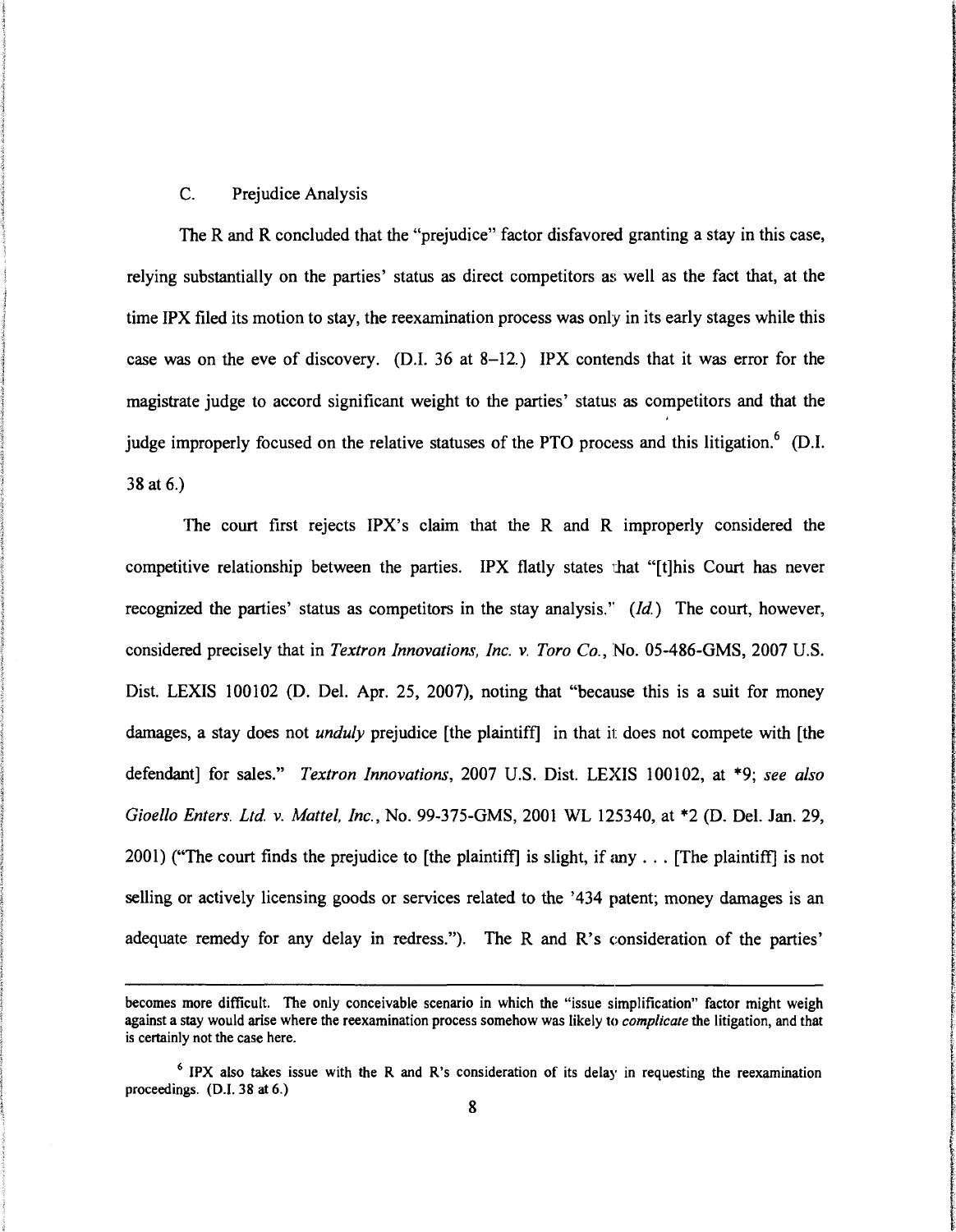### C. Prejudice Analysis

The R and R concluded that the "prejudice" factor disfavored granting a stay in this case, relying substantially on the parties' status as direct competitors as well as the fact that, at the time IPX filed its motion to stay, the reexamination process was only in its early stages while this case was on the eve of discovery. (D.I. 36 at 8–12.) IPX contends that it was error for the magistrate judge to accord significant weight to the parties' status as competitors and that the judge improperly focused on the relative statuses of the PTO process and this litigation.[6] (D.I. 38 at 6.)

The court first rejects IPX's claim that the R and R improperly considered the competitive relationship between the parties. IPX flatly states that "[t]his Court has never recognized the parties' status as competitors in the stay analysis." (*Id.*) The court, however, considered precisely that in *Textron Innovations, Inc. v. Toro Co.*, No. 05-486-GMS, 2007 U.S. Dist. LEXIS 100102 (D. Del. Apr. 25, 2007), noting that "because this is a suit for money damages, a stay does not *unduly* prejudice [the plaintiff] in that it does not compete with [the defendant] for sales." *Textron Innovations*, 2007 U.S. Dist. LEXIS 100102, at *9; *see also Gioello Enters. Ltd. v. Mattel, Inc.*, No. 99-375-GMS, 2001 WL 125340, at *2 (D. Del. Jan. 29, 2001) ("The court finds the prejudice to [the plaintiff] is slight, if any . . . [The plaintiff] is not selling or actively licensing goods or services related to the '434 patent; money damages is an adequate remedy for any delay in redress."). The R and R's consideration of the parties'

---

becomes more difficult. The only conceivable scenario in which the "issue simplification" factor might weigh against a stay would arise where the reexamination process somehow was likely to *complicate* the litigation, and that is certainly not the case here.

[6] IPX also takes issue with the R and R's consideration of its delay in requesting the reexamination proceedings. (D.I. 38 at 6.)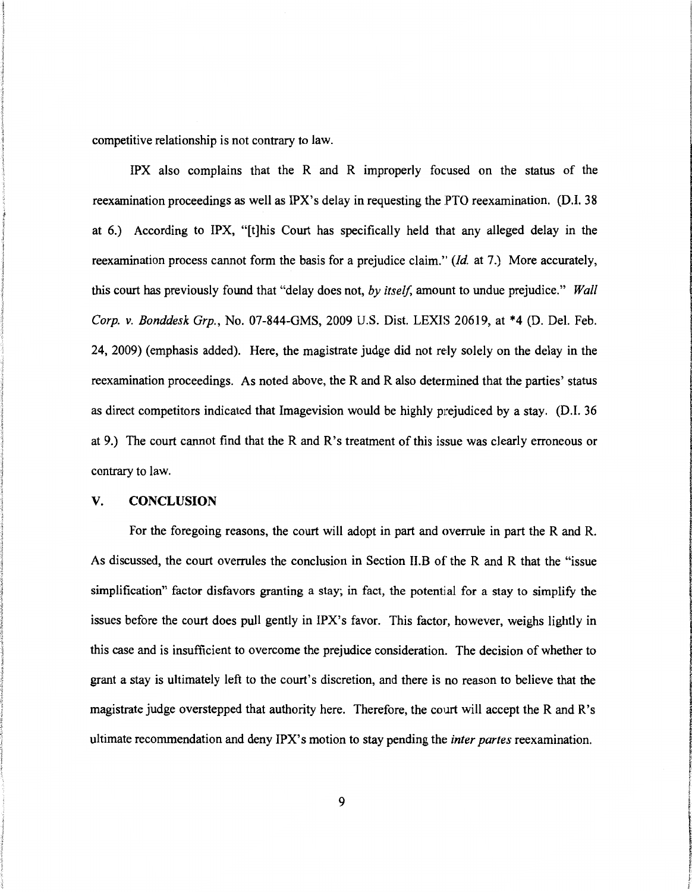competitive relationship is not contrary to law.

IPX also complains that the R and R improperly focused on the status of the reexamination proceedings as well as IPX's delay in requesting the PTO reexamination. (D.I. 38 at 6.) According to IPX, "[t]his Court has specifically held that any alleged delay in the reexamination process cannot form the basis for a prejudice claim." (*Id.* at 7.) More accurately, this court has previously found that "delay does not, *by itself*, amount to undue prejudice." *Wall Corp. v. Bonddesk Grp.*, No. 07-844-GMS, 2009 U.S. Dist. LEXIS 20619, at *4 (D. Del. Feb. 24, 2009) (emphasis added). Here, the magistrate judge did not rely solely on the delay in the reexamination proceedings. As noted above, the R and R also determined that the parties' status as direct competitors indicated that Imagevision would be highly prejudiced by a stay. (D.I. 36 at 9.) The court cannot find that the R and R's treatment of this issue was clearly erroneous or contrary to law.

## V. CONCLUSION

For the foregoing reasons, the court will adopt in part and overrule in part the R and R. As discussed, the court overrules the conclusion in Section II.B of the R and R that the "issue simplification" factor disfavors granting a stay; in fact, the potential for a stay to simplify the issues before the court does pull gently in IPX's favor. This factor, however, weighs lightly in this case and is insufficient to overcome the prejudice consideration. The decision of whether to grant a stay is ultimately left to the court's discretion, and there is no reason to believe that the magistrate judge overstepped that authority here. Therefore, the court will accept the R and R's ultimate recommendation and deny IPX's motion to stay pending the *inter partes* reexamination.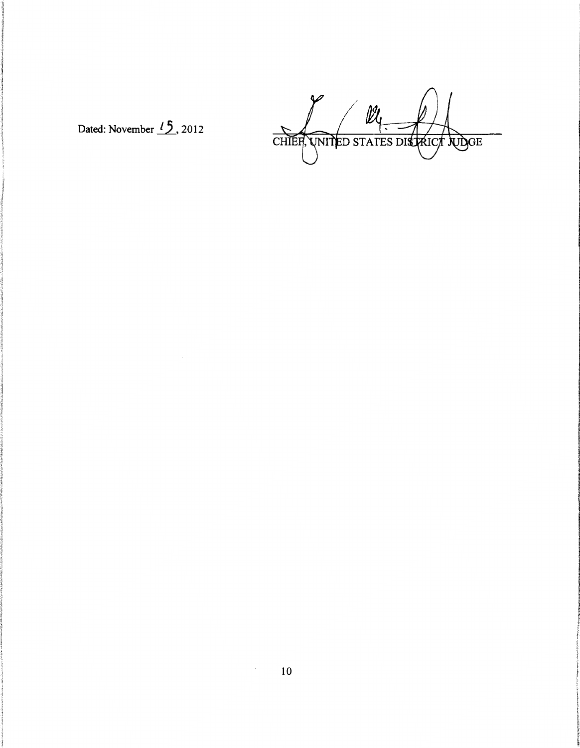Dated: November 15, 2012

CHIEF, UNITED STATES DISTRICT JUDGE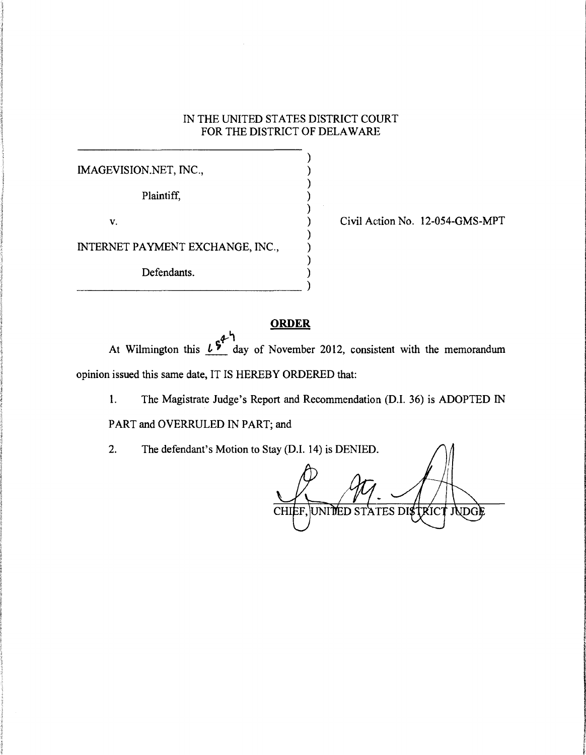IN THE UNITED STATES DISTRICT COURT
FOR THE DISTRICT OF DELAWARE

| | | |
|---|---|---|
| IMAGEVISION.NET, INC., | ) | |
| Plaintiff, | ) | |
| v. | ) | Civil Action No. 12-054-GMS-MPT |
| INTERNET PAYMENT EXCHANGE, INC., | ) | |
| Defendants. | ) | |

## ORDER

At Wilmington this 15th day of November 2012, consistent with the memorandum opinion issued this same date, IT IS HEREBY ORDERED that:

1. The Magistrate Judge's Report and Recommendation (D.I. 36) is ADOPTED IN PART and OVERRULED IN PART; and

2. The defendant's Motion to Stay (D.I. 14) is DENIED.

CHIEF, UNITED STATES DISTRICT JUDGE